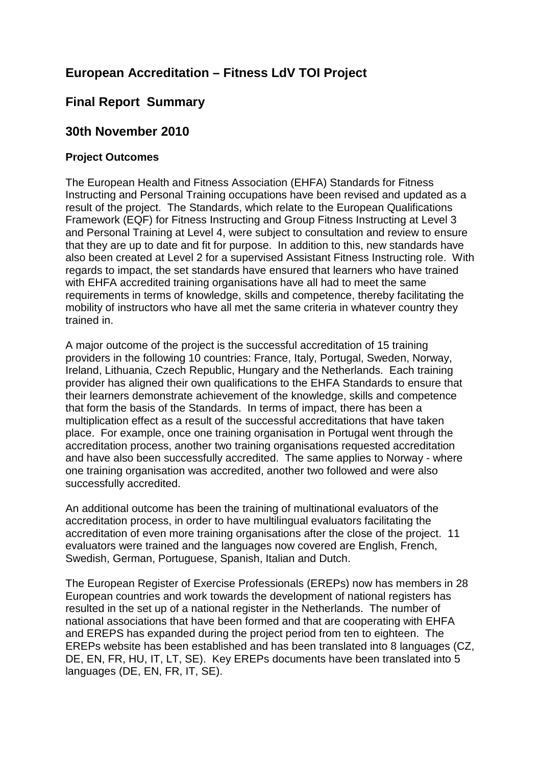# European Accreditation – Fitness LdV TOI Project

## Final Report Summary

## 30th November 2010

### Project Outcomes

The European Health and Fitness Association (EHFA) Standards for Fitness Instructing and Personal Training occupations have been revised and updated as a result of the project. The Standards, which relate to the European Qualifications Framework (EQF) for Fitness Instructing and Group Fitness Instructing at Level 3 and Personal Training at Level 4, were subject to consultation and review to ensure that they are up to date and fit for purpose. In addition to this, new standards have also been created at Level 2 for a supervised Assistant Fitness Instructing role. With regards to impact, the set standards have ensured that learners who have trained with EHFA accredited training organisations have all had to meet the same requirements in terms of knowledge, skills and competence, thereby facilitating the mobility of instructors who have all met the same criteria in whatever country they trained in.

A major outcome of the project is the successful accreditation of 15 training providers in the following 10 countries: France, Italy, Portugal, Sweden, Norway, Ireland, Lithuania, Czech Republic, Hungary and the Netherlands. Each training provider has aligned their own qualifications to the EHFA Standards to ensure that their learners demonstrate achievement of the knowledge, skills and competence that form the basis of the Standards. In terms of impact, there has been a multiplication effect as a result of the successful accreditations that have taken place. For example, once one training organisation in Portugal went through the accreditation process, another two training organisations requested accreditation and have also been successfully accredited. The same applies to Norway - where one training organisation was accredited, another two followed and were also successfully accredited.

An additional outcome has been the training of multinational evaluators of the accreditation process, in order to have multilingual evaluators facilitating the accreditation of even more training organisations after the close of the project. 11 evaluators were trained and the languages now covered are English, French, Swedish, German, Portuguese, Spanish, Italian and Dutch.

The European Register of Exercise Professionals (EREPs) now has members in 28 European countries and work towards the development of national registers has resulted in the set up of a national register in the Netherlands. The number of national associations that have been formed and that are cooperating with EHFA and EREPS has expanded during the project period from ten to eighteen. The EREPs website has been established and has been translated into 8 languages (CZ, DE, EN, FR, HU, IT, LT, SE). Key EREPs documents have been translated into 5 languages (DE, EN, FR, IT, SE).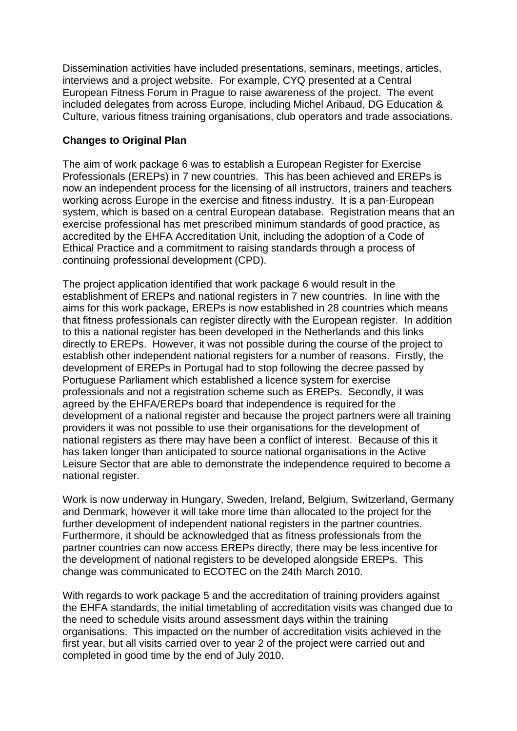Dissemination activities have included presentations, seminars, meetings, articles, interviews and a project website. For example, CYQ presented at a Central European Fitness Forum in Prague to raise awareness of the project. The event included delegates from across Europe, including Michel Aribaud, DG Education & Culture, various fitness training organisations, club operators and trade associations.

**Changes to Original Plan**

The aim of work package 6 was to establish a European Register for Exercise Professionals (EREPs) in 7 new countries. This has been achieved and EREPs is now an independent process for the licensing of all instructors, trainers and teachers working across Europe in the exercise and fitness industry. It is a pan-European system, which is based on a central European database. Registration means that an exercise professional has met prescribed minimum standards of good practice, as accredited by the EHFA Accreditation Unit, including the adoption of a Code of Ethical Practice and a commitment to raising standards through a process of continuing professional development (CPD).

The project application identified that work package 6 would result in the establishment of EREPs and national registers in 7 new countries. In line with the aims for this work package, EREPs is now established in 28 countries which means that fitness professionals can register directly with the European register. In addition to this a national register has been developed in the Netherlands and this links directly to EREPs. However, it was not possible during the course of the project to establish other independent national registers for a number of reasons. Firstly, the development of EREPs in Portugal had to stop following the decree passed by Portuguese Parliament which established a licence system for exercise professionals and not a registration scheme such as EREPs. Secondly, it was agreed by the EHFA/EREPs board that independence is required for the development of a national register and because the project partners were all training providers it was not possible to use their organisations for the development of national registers as there may have been a conflict of interest. Because of this it has taken longer than anticipated to source national organisations in the Active Leisure Sector that are able to demonstrate the independence required to become a national register.

Work is now underway in Hungary, Sweden, Ireland, Belgium, Switzerland, Germany and Denmark, however it will take more time than allocated to the project for the further development of independent national registers in the partner countries. Furthermore, it should be acknowledged that as fitness professionals from the partner countries can now access EREPs directly, there may be less incentive for the development of national registers to be developed alongside EREPs. This change was communicated to ECOTEC on the 24th March 2010.

With regards to work package 5 and the accreditation of training providers against the EHFA standards, the initial timetabling of accreditation visits was changed due to the need to schedule visits around assessment days within the training organisations. This impacted on the number of accreditation visits achieved in the first year, but all visits carried over to year 2 of the project were carried out and completed in good time by the end of July 2010.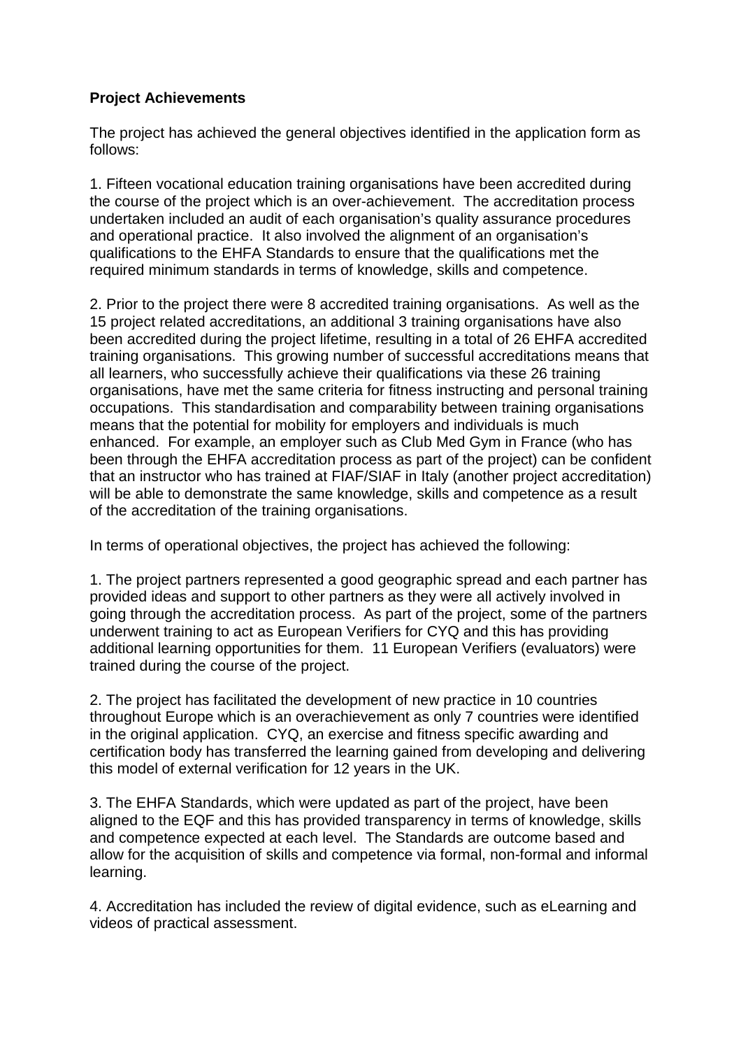**Project Achievements**

The project has achieved the general objectives identified in the application form as follows:

1. Fifteen vocational education training organisations have been accredited during the course of the project which is an over-achievement. The accreditation process undertaken included an audit of each organisation's quality assurance procedures and operational practice. It also involved the alignment of an organisation's qualifications to the EHFA Standards to ensure that the qualifications met the required minimum standards in terms of knowledge, skills and competence.

2. Prior to the project there were 8 accredited training organisations. As well as the 15 project related accreditations, an additional 3 training organisations have also been accredited during the project lifetime, resulting in a total of 26 EHFA accredited training organisations. This growing number of successful accreditations means that all learners, who successfully achieve their qualifications via these 26 training organisations, have met the same criteria for fitness instructing and personal training occupations. This standardisation and comparability between training organisations means that the potential for mobility for employers and individuals is much enhanced. For example, an employer such as Club Med Gym in France (who has been through the EHFA accreditation process as part of the project) can be confident that an instructor who has trained at FIAF/SIAF in Italy (another project accreditation) will be able to demonstrate the same knowledge, skills and competence as a result of the accreditation of the training organisations.

In terms of operational objectives, the project has achieved the following:

1. The project partners represented a good geographic spread and each partner has provided ideas and support to other partners as they were all actively involved in going through the accreditation process. As part of the project, some of the partners underwent training to act as European Verifiers for CYQ and this has providing additional learning opportunities for them. 11 European Verifiers (evaluators) were trained during the course of the project.

2. The project has facilitated the development of new practice in 10 countries throughout Europe which is an overachievement as only 7 countries were identified in the original application. CYQ, an exercise and fitness specific awarding and certification body has transferred the learning gained from developing and delivering this model of external verification for 12 years in the UK.

3. The EHFA Standards, which were updated as part of the project, have been aligned to the EQF and this has provided transparency in terms of knowledge, skills and competence expected at each level. The Standards are outcome based and allow for the acquisition of skills and competence via formal, non-formal and informal learning.

4. Accreditation has included the review of digital evidence, such as eLearning and videos of practical assessment.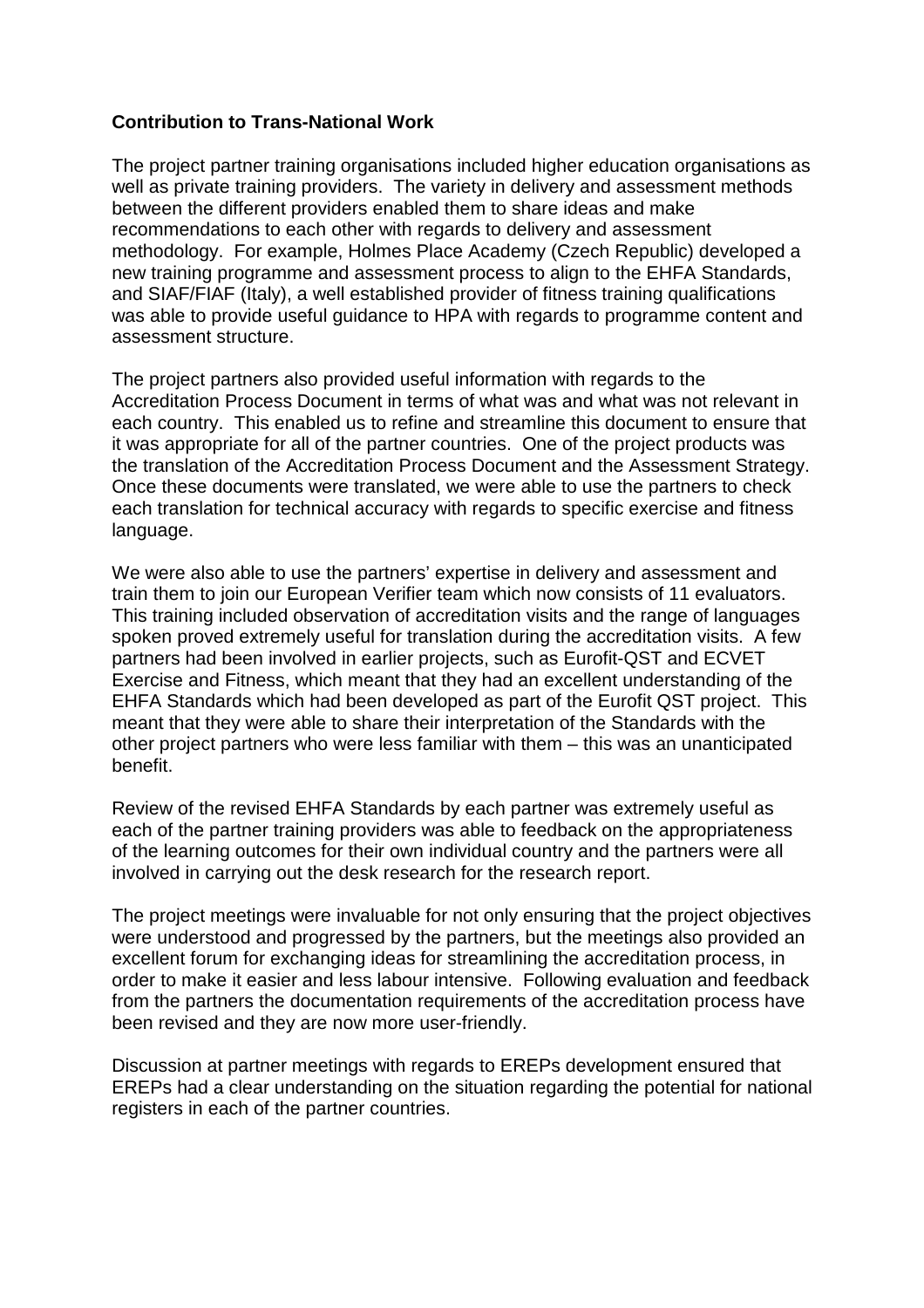**Contribution to Trans-National Work**

The project partner training organisations included higher education organisations as well as private training providers. The variety in delivery and assessment methods between the different providers enabled them to share ideas and make recommendations to each other with regards to delivery and assessment methodology. For example, Holmes Place Academy (Czech Republic) developed a new training programme and assessment process to align to the EHFA Standards, and SIAF/FIAF (Italy), a well established provider of fitness training qualifications was able to provide useful guidance to HPA with regards to programme content and assessment structure.

The project partners also provided useful information with regards to the Accreditation Process Document in terms of what was and what was not relevant in each country. This enabled us to refine and streamline this document to ensure that it was appropriate for all of the partner countries. One of the project products was the translation of the Accreditation Process Document and the Assessment Strategy. Once these documents were translated, we were able to use the partners to check each translation for technical accuracy with regards to specific exercise and fitness language.

We were also able to use the partners' expertise in delivery and assessment and train them to join our European Verifier team which now consists of 11 evaluators. This training included observation of accreditation visits and the range of languages spoken proved extremely useful for translation during the accreditation visits. A few partners had been involved in earlier projects, such as Eurofit-QST and ECVET Exercise and Fitness, which meant that they had an excellent understanding of the EHFA Standards which had been developed as part of the Eurofit QST project. This meant that they were able to share their interpretation of the Standards with the other project partners who were less familiar with them – this was an unanticipated benefit.

Review of the revised EHFA Standards by each partner was extremely useful as each of the partner training providers was able to feedback on the appropriateness of the learning outcomes for their own individual country and the partners were all involved in carrying out the desk research for the research report.

The project meetings were invaluable for not only ensuring that the project objectives were understood and progressed by the partners, but the meetings also provided an excellent forum for exchanging ideas for streamlining the accreditation process, in order to make it easier and less labour intensive. Following evaluation and feedback from the partners the documentation requirements of the accreditation process have been revised and they are now more user-friendly.

Discussion at partner meetings with regards to EREPs development ensured that EREPs had a clear understanding on the situation regarding the potential for national registers in each of the partner countries.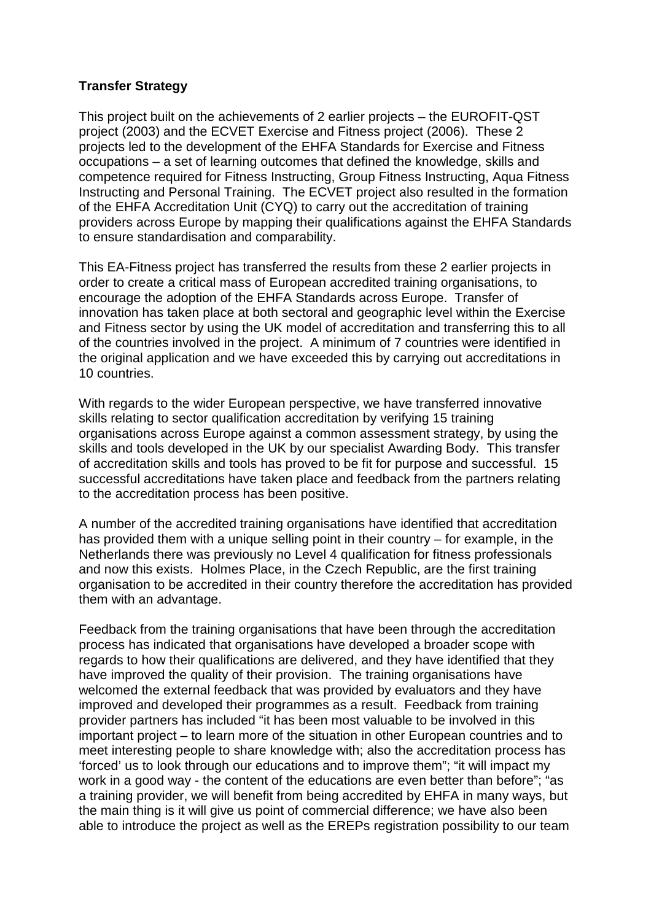**Transfer Strategy**

This project built on the achievements of 2 earlier projects – the EUROFIT-QST project (2003) and the ECVET Exercise and Fitness project (2006). These 2 projects led to the development of the EHFA Standards for Exercise and Fitness occupations – a set of learning outcomes that defined the knowledge, skills and competence required for Fitness Instructing, Group Fitness Instructing, Aqua Fitness Instructing and Personal Training. The ECVET project also resulted in the formation of the EHFA Accreditation Unit (CYQ) to carry out the accreditation of training providers across Europe by mapping their qualifications against the EHFA Standards to ensure standardisation and comparability.

This EA-Fitness project has transferred the results from these 2 earlier projects in order to create a critical mass of European accredited training organisations, to encourage the adoption of the EHFA Standards across Europe. Transfer of innovation has taken place at both sectoral and geographic level within the Exercise and Fitness sector by using the UK model of accreditation and transferring this to all of the countries involved in the project. A minimum of 7 countries were identified in the original application and we have exceeded this by carrying out accreditations in 10 countries.

With regards to the wider European perspective, we have transferred innovative skills relating to sector qualification accreditation by verifying 15 training organisations across Europe against a common assessment strategy, by using the skills and tools developed in the UK by our specialist Awarding Body. This transfer of accreditation skills and tools has proved to be fit for purpose and successful. 15 successful accreditations have taken place and feedback from the partners relating to the accreditation process has been positive.

A number of the accredited training organisations have identified that accreditation has provided them with a unique selling point in their country – for example, in the Netherlands there was previously no Level 4 qualification for fitness professionals and now this exists. Holmes Place, in the Czech Republic, are the first training organisation to be accredited in their country therefore the accreditation has provided them with an advantage.

Feedback from the training organisations that have been through the accreditation process has indicated that organisations have developed a broader scope with regards to how their qualifications are delivered, and they have identified that they have improved the quality of their provision. The training organisations have welcomed the external feedback that was provided by evaluators and they have improved and developed their programmes as a result. Feedback from training provider partners has included "it has been most valuable to be involved in this important project – to learn more of the situation in other European countries and to meet interesting people to share knowledge with; also the accreditation process has 'forced' us to look through our educations and to improve them"; "it will impact my work in a good way - the content of the educations are even better than before"; "as a training provider, we will benefit from being accredited by EHFA in many ways, but the main thing is it will give us point of commercial difference; we have also been able to introduce the project as well as the EREPs registration possibility to our team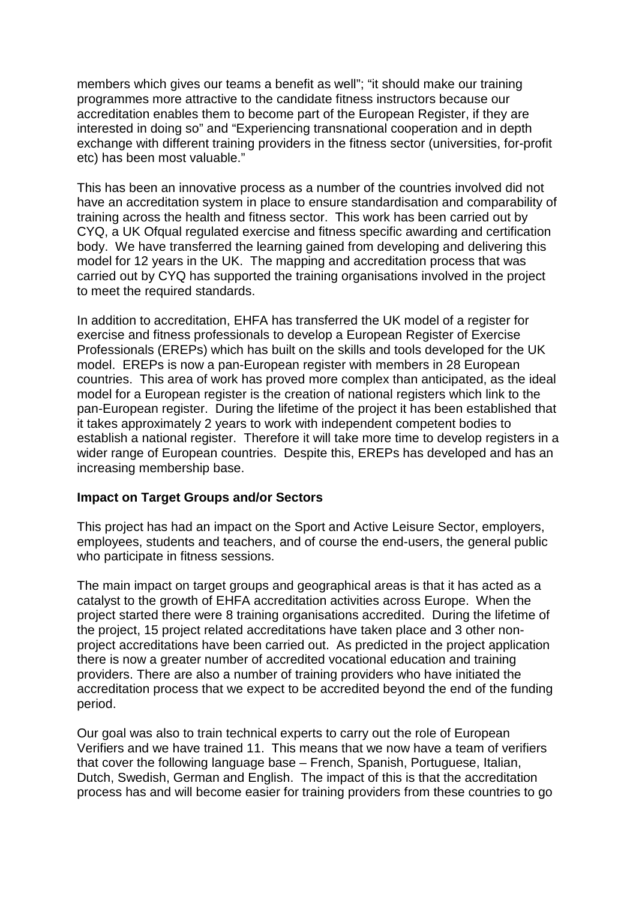members which gives our teams a benefit as well"; "it should make our training programmes more attractive to the candidate fitness instructors because our accreditation enables them to become part of the European Register, if they are interested in doing so" and "Experiencing transnational cooperation and in depth exchange with different training providers in the fitness sector (universities, for-profit etc) has been most valuable."

This has been an innovative process as a number of the countries involved did not have an accreditation system in place to ensure standardisation and comparability of training across the health and fitness sector. This work has been carried out by CYQ, a UK Ofqual regulated exercise and fitness specific awarding and certification body. We have transferred the learning gained from developing and delivering this model for 12 years in the UK. The mapping and accreditation process that was carried out by CYQ has supported the training organisations involved in the project to meet the required standards.

In addition to accreditation, EHFA has transferred the UK model of a register for exercise and fitness professionals to develop a European Register of Exercise Professionals (EREPs) which has built on the skills and tools developed for the UK model. EREPs is now a pan-European register with members in 28 European countries. This area of work has proved more complex than anticipated, as the ideal model for a European register is the creation of national registers which link to the pan-European register. During the lifetime of the project it has been established that it takes approximately 2 years to work with independent competent bodies to establish a national register. Therefore it will take more time to develop registers in a wider range of European countries. Despite this, EREPs has developed and has an increasing membership base.

**Impact on Target Groups and/or Sectors**

This project has had an impact on the Sport and Active Leisure Sector, employers, employees, students and teachers, and of course the end-users, the general public who participate in fitness sessions.

The main impact on target groups and geographical areas is that it has acted as a catalyst to the growth of EHFA accreditation activities across Europe. When the project started there were 8 training organisations accredited. During the lifetime of the project, 15 project related accreditations have taken place and 3 other non-project accreditations have been carried out. As predicted in the project application there is now a greater number of accredited vocational education and training providers. There are also a number of training providers who have initiated the accreditation process that we expect to be accredited beyond the end of the funding period.

Our goal was also to train technical experts to carry out the role of European Verifiers and we have trained 11. This means that we now have a team of verifiers that cover the following language base – French, Spanish, Portuguese, Italian, Dutch, Swedish, German and English. The impact of this is that the accreditation process has and will become easier for training providers from these countries to go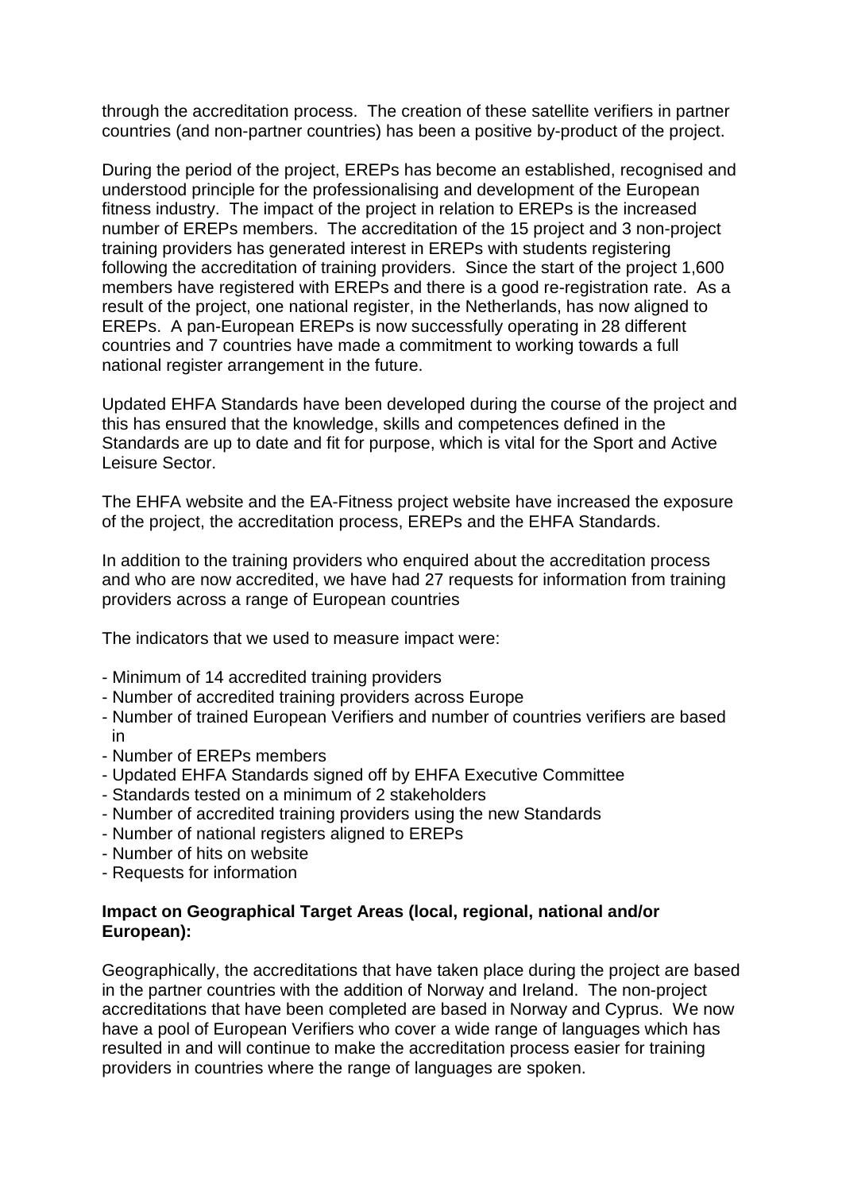through the accreditation process. The creation of these satellite verifiers in partner countries (and non-partner countries) has been a positive by-product of the project.

During the period of the project, EREPs has become an established, recognised and understood principle for the professionalising and development of the European fitness industry. The impact of the project in relation to EREPs is the increased number of EREPs members. The accreditation of the 15 project and 3 non-project training providers has generated interest in EREPs with students registering following the accreditation of training providers. Since the start of the project 1,600 members have registered with EREPs and there is a good re-registration rate. As a result of the project, one national register, in the Netherlands, has now aligned to EREPs. A pan-European EREPs is now successfully operating in 28 different countries and 7 countries have made a commitment to working towards a full national register arrangement in the future.

Updated EHFA Standards have been developed during the course of the project and this has ensured that the knowledge, skills and competences defined in the Standards are up to date and fit for purpose, which is vital for the Sport and Active Leisure Sector.

The EHFA website and the EA-Fitness project website have increased the exposure of the project, the accreditation process, EREPs and the EHFA Standards.

In addition to the training providers who enquired about the accreditation process and who are now accredited, we have had 27 requests for information from training providers across a range of European countries

The indicators that we used to measure impact were:

- Minimum of 14 accredited training providers
- Number of accredited training providers across Europe
- Number of trained European Verifiers and number of countries verifiers are based in
- Number of EREPs members
- Updated EHFA Standards signed off by EHFA Executive Committee
- Standards tested on a minimum of 2 stakeholders
- Number of accredited training providers using the new Standards
- Number of national registers aligned to EREPs
- Number of hits on website
- Requests for information

**Impact on Geographical Target Areas (local, regional, national and/or European):**

Geographically, the accreditations that have taken place during the project are based in the partner countries with the addition of Norway and Ireland. The non-project accreditations that have been completed are based in Norway and Cyprus. We now have a pool of European Verifiers who cover a wide range of languages which has resulted in and will continue to make the accreditation process easier for training providers in countries where the range of languages are spoken.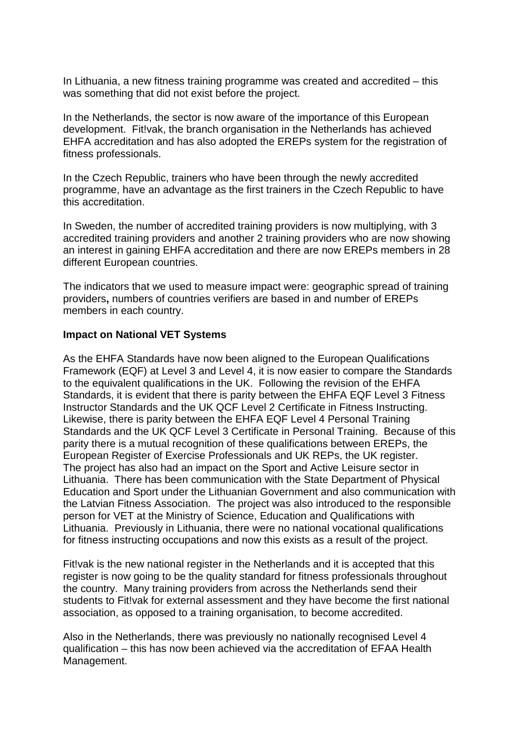In Lithuania, a new fitness training programme was created and accredited – this was something that did not exist before the project.

In the Netherlands, the sector is now aware of the importance of this European development. Fit!vak, the branch organisation in the Netherlands has achieved EHFA accreditation and has also adopted the EREPs system for the registration of fitness professionals.

In the Czech Republic, trainers who have been through the newly accredited programme, have an advantage as the first trainers in the Czech Republic to have this accreditation.

In Sweden, the number of accredited training providers is now multiplying, with 3 accredited training providers and another 2 training providers who are now showing an interest in gaining EHFA accreditation and there are now EREPs members in 28 different European countries.

The indicators that we used to measure impact were: geographic spread of training providers**,** numbers of countries verifiers are based in and number of EREPs members in each country.

**Impact on National VET Systems**

As the EHFA Standards have now been aligned to the European Qualifications Framework (EQF) at Level 3 and Level 4, it is now easier to compare the Standards to the equivalent qualifications in the UK. Following the revision of the EHFA Standards, it is evident that there is parity between the EHFA EQF Level 3 Fitness Instructor Standards and the UK QCF Level 2 Certificate in Fitness Instructing. Likewise, there is parity between the EHFA EQF Level 4 Personal Training Standards and the UK QCF Level 3 Certificate in Personal Training. Because of this parity there is a mutual recognition of these qualifications between EREPs, the European Register of Exercise Professionals and UK REPs, the UK register.
The project has also had an impact on the Sport and Active Leisure sector in Lithuania. There has been communication with the State Department of Physical Education and Sport under the Lithuanian Government and also communication with the Latvian Fitness Association. The project was also introduced to the responsible person for VET at the Ministry of Science, Education and Qualifications with Lithuania. Previously in Lithuania, there were no national vocational qualifications for fitness instructing occupations and now this exists as a result of the project.

Fit!vak is the new national register in the Netherlands and it is accepted that this register is now going to be the quality standard for fitness professionals throughout the country. Many training providers from across the Netherlands send their students to Fit!vak for external assessment and they have become the first national association, as opposed to a training organisation, to become accredited.

Also in the Netherlands, there was previously no nationally recognised Level 4 qualification – this has now been achieved via the accreditation of EFAA Health Management.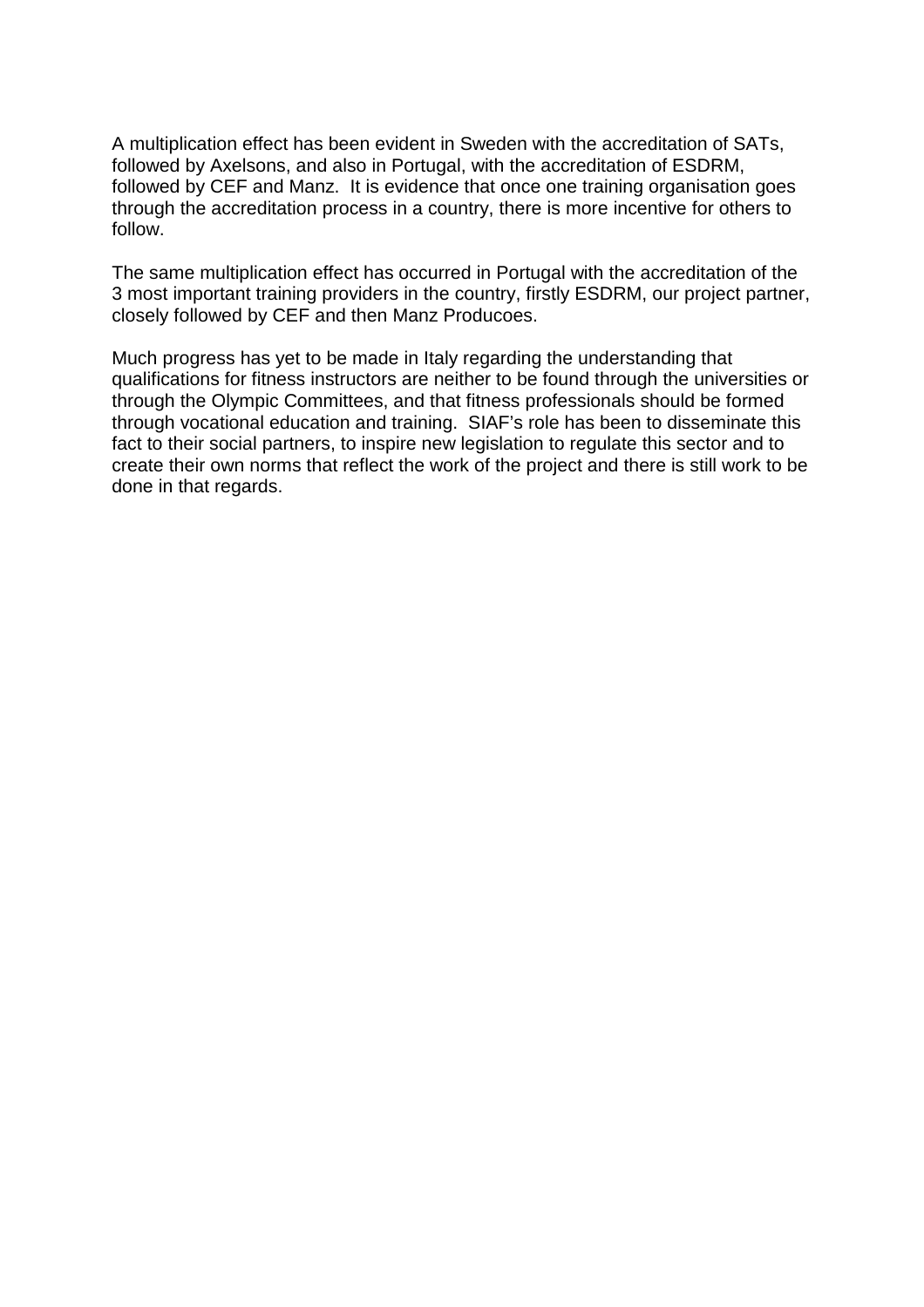A multiplication effect has been evident in Sweden with the accreditation of SATs, followed by Axelsons, and also in Portugal, with the accreditation of ESDRM, followed by CEF and Manz. It is evidence that once one training organisation goes through the accreditation process in a country, there is more incentive for others to follow.

The same multiplication effect has occurred in Portugal with the accreditation of the 3 most important training providers in the country, firstly ESDRM, our project partner, closely followed by CEF and then Manz Producoes.

Much progress has yet to be made in Italy regarding the understanding that qualifications for fitness instructors are neither to be found through the universities or through the Olympic Committees, and that fitness professionals should be formed through vocational education and training. SIAF's role has been to disseminate this fact to their social partners, to inspire new legislation to regulate this sector and to create their own norms that reflect the work of the project and there is still work to be done in that regards.